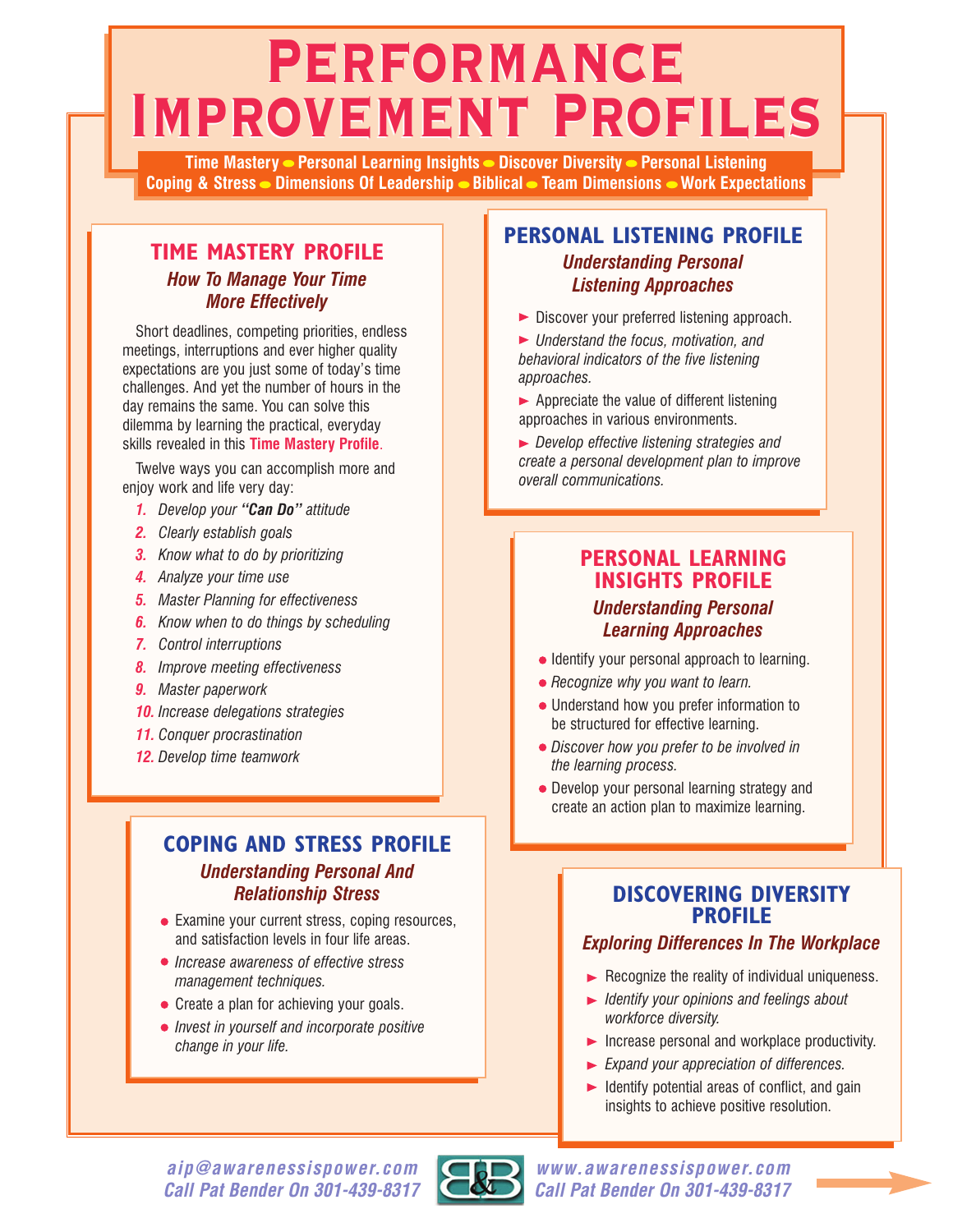# Performance Improvement Profiles

**Time Mastery • Personal Learning Insights • Discover Diversity • Personal Listening • Coping & Stress • Dimensions Of Leadership • Biblical • Team Dimensions • Work Expectations**

## TIME MASTERY PROFILE

### *How To Manage Your Time More Effectively*

Short deadlines, competing priorities, endless meetings, interruptions and ever higher quality expectations are you just some of today's time challenges. And yet the number of hours in the day remains the same. You can solve this dilemma by learning the practical, everyday skills revealed in this **Time Mastery Profile**.

Twelve ways you can accomplish more and enjoy work and life very day:

1. *Develop your **"Can Do"** attitude*
2. *Clearly establish goals*
3. *Know what to do by prioritizing*
4. *Analyze your time use*
5. *Master Planning for effectiveness*
6. *Know when to do things by scheduling*
7. *Control interruptions*
8. *Improve meeting effectiveness*
9. *Master paperwork*
10. *Increase delegations strategies*
11. *Conquer procrastination*
12. *Develop time teamwork*

## COPING AND STRESS PROFILE

### *Understanding Personal And Relationship Stress*

- Examine your current stress, coping resources, and satisfaction levels in four life areas.
- *Increase awareness of effective stress management techniques.*
- Create a plan for achieving your goals.
- *Invest in yourself and incorporate positive change in your life.*

## PERSONAL LISTENING PROFILE

### *Understanding Personal Listening Approaches*

- Discover your preferred listening approach.
- *Understand the focus, motivation, and behavioral indicators of the five listening approaches.*
- Appreciate the value of different listening approaches in various environments.
- *Develop effective listening strategies and create a personal development plan to improve overall communications.*

## PERSONAL LEARNING INSIGHTS PROFILE

### *Understanding Personal Learning Approaches*

- Identify your personal approach to learning.
- *Recognize why you want to learn.*
- Understand how you prefer information to be structured for effective learning.
- *Discover how you prefer to be involved in the learning process.*
- Develop your personal learning strategy and create an action plan to maximize learning.

## DISCOVERING DIVERSITY PROFILE

### *Exploring Differences In The Workplace*

- Recognize the reality of individual uniqueness.
- *Identify your opinions and feelings about workforce diversity.*
- Increase personal and workplace productivity.
- *Expand your appreciation of differences.*
- Identify potential areas of conflict, and gain insights to achieve positive resolution.

*aip@awarenessispower.com*
*Call Pat Bender On 301-439-8317*

*www.awarenessispower.com*
*Call Pat Bender On 301-439-8317*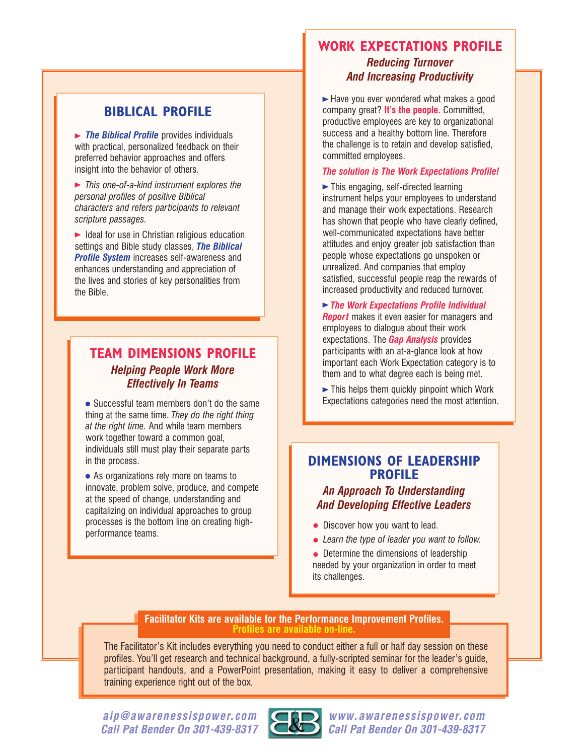## BIBLICAL PROFILE

► ***The Biblical Profile*** provides individuals with practical, personalized feedback on their preferred behavior approaches and offers insight into the behavior of others.

► *This one-of-a-kind instrument explores the personal profiles of positive Biblical characters and refers participants to relevant scripture passages.*

► Ideal for use in Christian religious education settings and Bible study classes, ***The Biblical Profile System*** increases self-awareness and enhances understanding and appreciation of the lives and stories of key personalities from the Bible.

## TEAM DIMENSIONS PROFILE

***Helping People Work More Effectively In Teams***

- Successful team members don't do the same thing at the same time. *They do the right thing at the right time.* And while team members work together toward a common goal, individuals still must play their separate parts in the process.
- As organizations rely more on teams to innovate, problem solve, produce, and compete at the speed of change, understanding and capitalizing on individual approaches to group processes is the bottom line on creating high-performance teams.

## WORK EXPECTATIONS PROFILE

***Reducing Turnover And Increasing Productivity***

► Have you ever wondered what makes a good company great? **It's the people.** Committed, productive employees are key to organizational success and a healthy bottom line. Therefore the challenge is to retain and develop satisfied, committed employees.

***The solution is The Work Expectations Profile!***

► This engaging, self-directed learning instrument helps your employees to understand and manage their work expectations. Research has shown that people who have clearly defined, well-communicated expectations have better attitudes and enjoy greater job satisfaction than people whose expectations go unspoken or unrealized. And companies that employ satisfied, successful people reap the rewards of increased productivity and reduced turnover.

► ***The Work Expectations Profile Individual Report*** makes it even easier for managers and employees to dialogue about their work expectations. The ***Gap Analysis*** provides participants with an at-a-glance look at how important each Work Expectation category is to them and to what degree each is being met.

► This helps them quickly pinpoint which Work Expectations categories need the most attention.

## DIMENSIONS OF LEADERSHIP PROFILE

***An Approach To Understanding And Developing Effective Leaders***

- Discover how you want to lead.
- *Learn the type of leader you want to follow.*
- Determine the dimensions of leadership needed by your organization in order to meet its challenges.

**Facilitator Kits are available for the Performance Improvement Profiles.**
**Profiles are available on-line.**

The Facilitator's Kit includes everything you need to conduct either a full or half day session on these profiles. You'll get research and technical background, a fully-scripted seminar for the leader's guide, participant handouts, and a PowerPoint presentation, making it easy to deliver a comprehensive training experience right out of the box.

*aip@awarenessispower.com*
*Call Pat Bender On 301-439-8317*

*www.awarenessispower.com*
*Call Pat Bender On 301-439-8317*